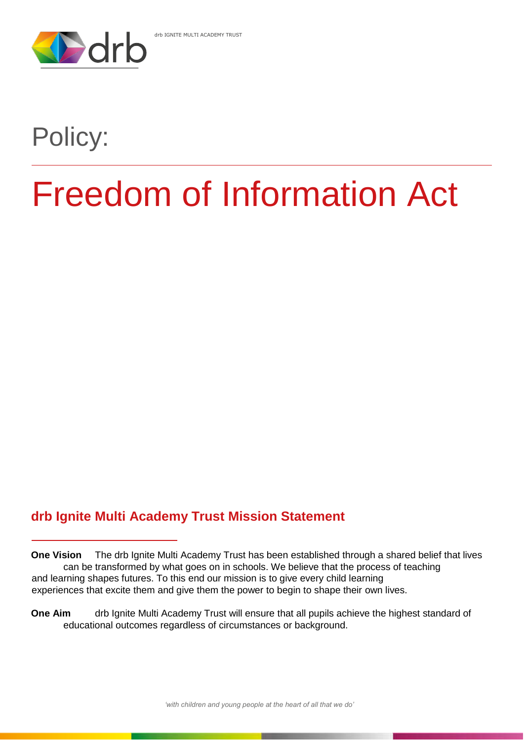drb IGNITE MULTI ACADEMY TRUST

Policy:

# Freedom of Information Act

## drb Ignite Multi Academy Trust Mission Statement

**One Vision** The drb Ignite Multi Academy Trust has been established through a shared belief that lives can be transformed by what goes on in schools. We believe that the process of teaching and learning shapes futures. To this end our mission is to give every child learning experiences that excite them and give them the power to begin to shape their own lives.

**One Aim** drb Ignite Multi Academy Trust will ensure that all pupils achieve the highest standard of educational outcomes regardless of circumstances or background.

*'with children and young people at the heart of all that we do'*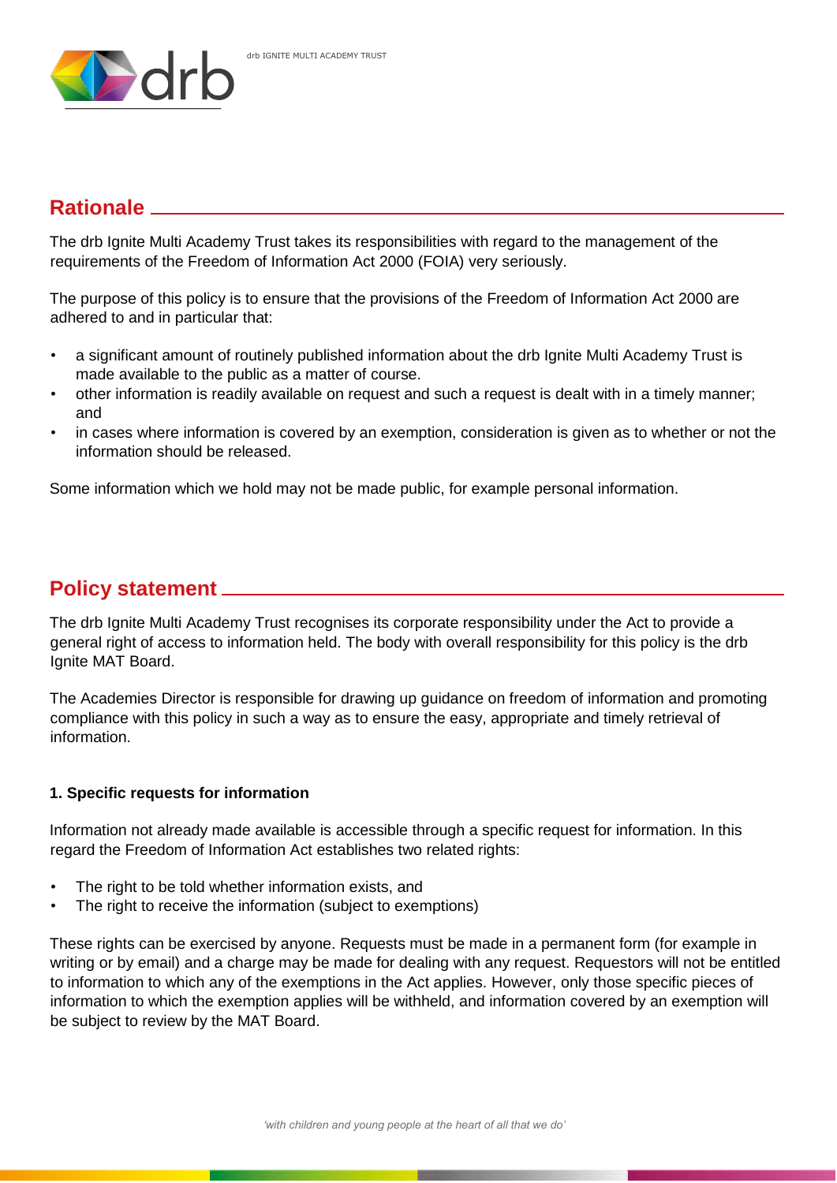## Rationale

The drb Ignite Multi Academy Trust takes its responsibilities with regard to the management of the requirements of the Freedom of Information Act 2000 (FOIA) very seriously.

The purpose of this policy is to ensure that the provisions of the Freedom of Information Act 2000 are adhered to and in particular that:

- a significant amount of routinely published information about the drb Ignite Multi Academy Trust is made available to the public as a matter of course.
- other information is readily available on request and such a request is dealt with in a timely manner; and
- in cases where information is covered by an exemption, consideration is given as to whether or not the information should be released.

Some information which we hold may not be made public, for example personal information.

## Policy statement

The drb Ignite Multi Academy Trust recognises its corporate responsibility under the Act to provide a general right of access to information held. The body with overall responsibility for this policy is the drb Ignite MAT Board.

The Academies Director is responsible for drawing up guidance on freedom of information and promoting compliance with this policy in such a way as to ensure the easy, appropriate and timely retrieval of information.

**1. Specific requests for information**

Information not already made available is accessible through a specific request for information. In this regard the Freedom of Information Act establishes two related rights:

- The right to be told whether information exists, and
- The right to receive the information (subject to exemptions)

These rights can be exercised by anyone. Requests must be made in a permanent form (for example in writing or by email) and a charge may be made for dealing with any request. Requestors will not be entitled to information to which any of the exemptions in the Act applies. However, only those specific pieces of information to which the exemption applies will be withheld, and information covered by an exemption will be subject to review by the MAT Board.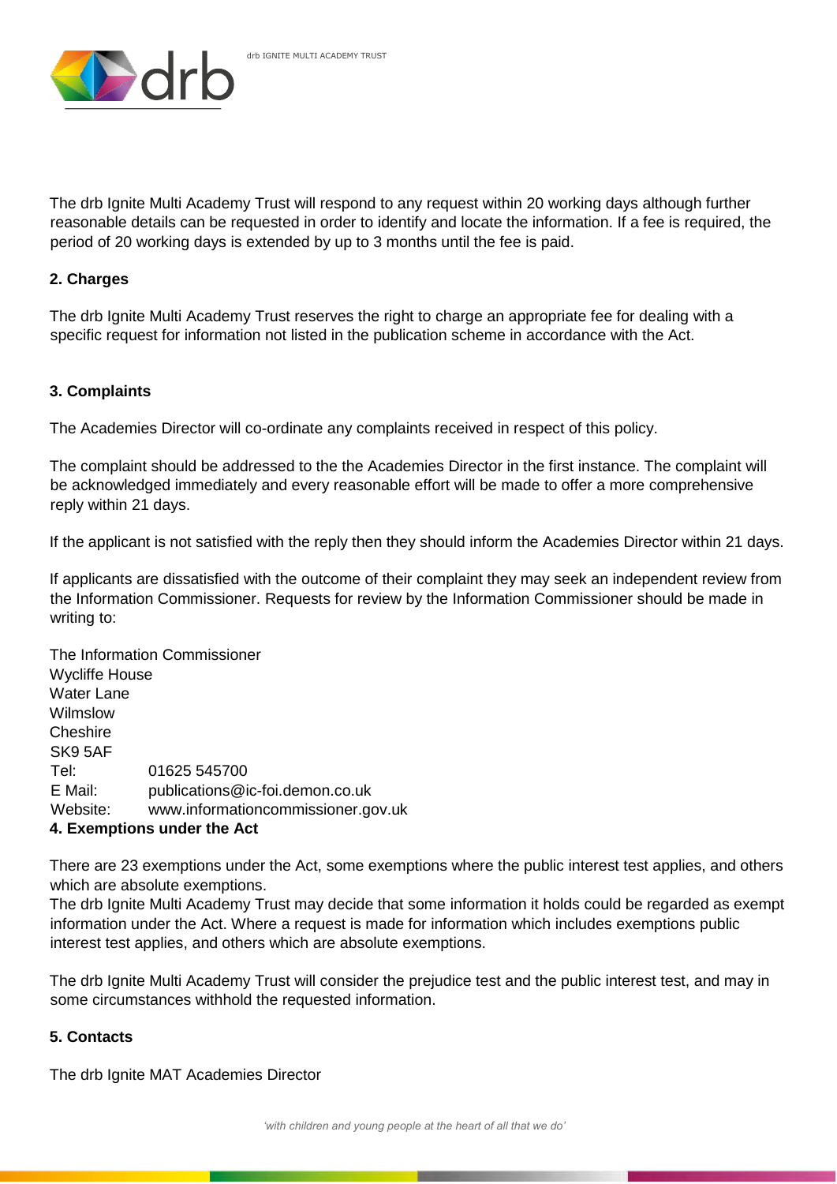The drb Ignite Multi Academy Trust will respond to any request within 20 working days although further reasonable details can be requested in order to identify and locate the information. If a fee is required, the period of 20 working days is extended by up to 3 months until the fee is paid.

**2. Charges**

The drb Ignite Multi Academy Trust reserves the right to charge an appropriate fee for dealing with a specific request for information not listed in the publication scheme in accordance with the Act.

**3. Complaints**

The Academies Director will co-ordinate any complaints received in respect of this policy.

The complaint should be addressed to the the Academies Director in the first instance. The complaint will be acknowledged immediately and every reasonable effort will be made to offer a more comprehensive reply within 21 days.

If the applicant is not satisfied with the reply then they should inform the Academies Director within 21 days.

If applicants are dissatisfied with the outcome of their complaint they may seek an independent review from the Information Commissioner. Requests for review by the Information Commissioner should be made in writing to:

The Information Commissioner
Wycliffe House
Water Lane
Wilmslow
Cheshire
SK9 5AF
Tel: 01625 545700
E Mail: publications@ic-foi.demon.co.uk
Website: www.informationcommissioner.gov.uk

**4. Exemptions under the Act**

There are 23 exemptions under the Act, some exemptions where the public interest test applies, and others which are absolute exemptions.
The drb Ignite Multi Academy Trust may decide that some information it holds could be regarded as exempt information under the Act. Where a request is made for information which includes exemptions public interest test applies, and others which are absolute exemptions.

The drb Ignite Multi Academy Trust will consider the prejudice test and the public interest test, and may in some circumstances withhold the requested information.

**5. Contacts**

The drb Ignite MAT Academies Director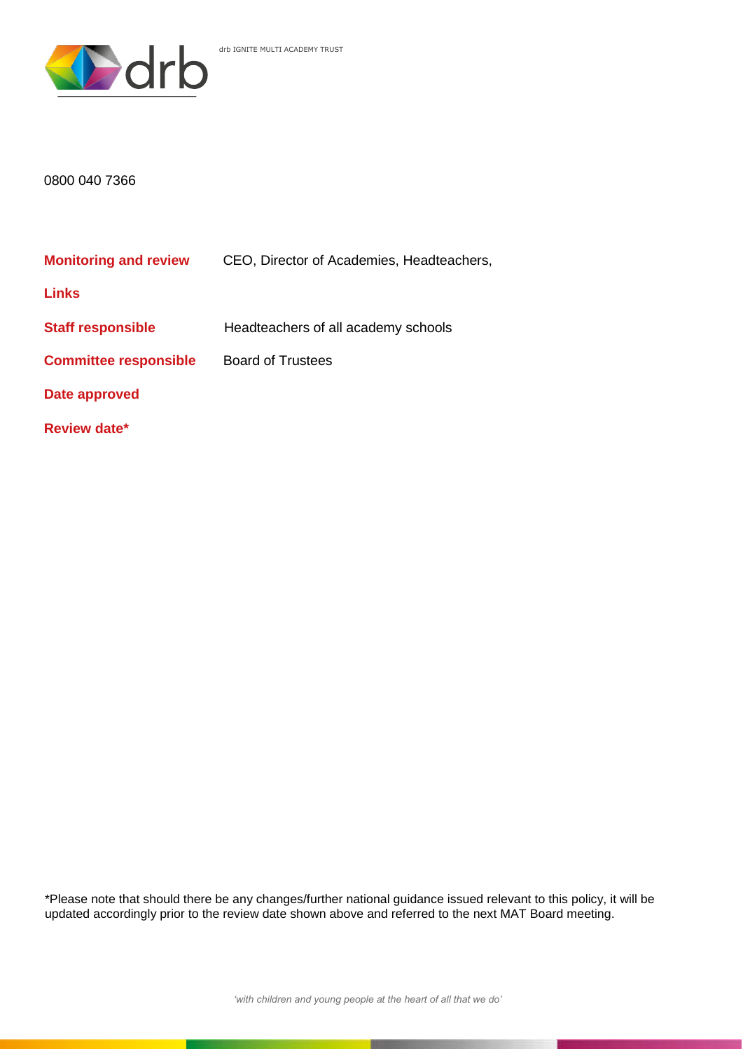drb IGNITE MULTI ACADEMY TRUST

0800 040 7366

| | |
|---|---|
| **Monitoring and review** | CEO, Director of Academies, Headteachers, |
| **Links** | |
| **Staff responsible** | Headteachers of all academy schools |
| **Committee responsible** | Board of Trustees |
| **Date approved** | |
| **Review date*** | |

*Please note that should there be any changes/further national guidance issued relevant to this policy, it will be updated accordingly prior to the review date shown above and referred to the next MAT Board meeting.

*'with children and young people at the heart of all that we do'*